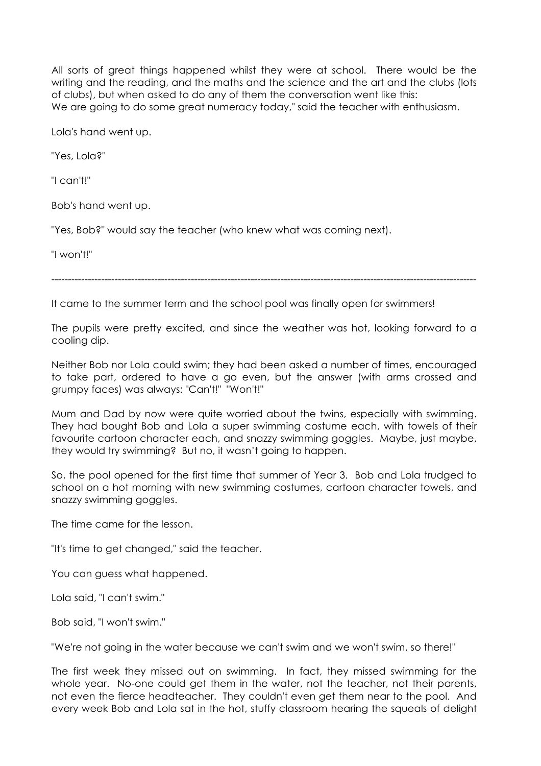All sorts of great things happened whilst they were at school. There would be the writing and the reading, and the maths and the science and the art and the clubs (lots of clubs), but when asked to do any of them the conversation went like this:
We are going to do some great numeracy today," said the teacher with enthusiasm.

Lola's hand went up.

"Yes, Lola?"

"I can't!"

Bob's hand went up.

"Yes, Bob?" would say the teacher (who knew what was coming next).

"I won't!"

---

It came to the summer term and the school pool was finally open for swimmers!

The pupils were pretty excited, and since the weather was hot, looking forward to a cooling dip.

Neither Bob nor Lola could swim; they had been asked a number of times, encouraged to take part, ordered to have a go even, but the answer (with arms crossed and grumpy faces) was always: "Can't!" "Won't!"

Mum and Dad by now were quite worried about the twins, especially with swimming. They had bought Bob and Lola a super swimming costume each, with towels of their favourite cartoon character each, and snazzy swimming goggles. Maybe, just maybe, they would try swimming? But no, it wasn't going to happen.

So, the pool opened for the first time that summer of Year 3. Bob and Lola trudged to school on a hot morning with new swimming costumes, cartoon character towels, and snazzy swimming goggles.

The time came for the lesson.

"It's time to get changed," said the teacher.

You can guess what happened.

Lola said, "I can't swim."

Bob said, "I won't swim."

"We're not going in the water because we can't swim and we won't swim, so there!"

The first week they missed out on swimming. In fact, they missed swimming for the whole year. No-one could get them in the water, not the teacher, not their parents, not even the fierce headteacher. They couldn't even get them near to the pool. And every week Bob and Lola sat in the hot, stuffy classroom hearing the squeals of delight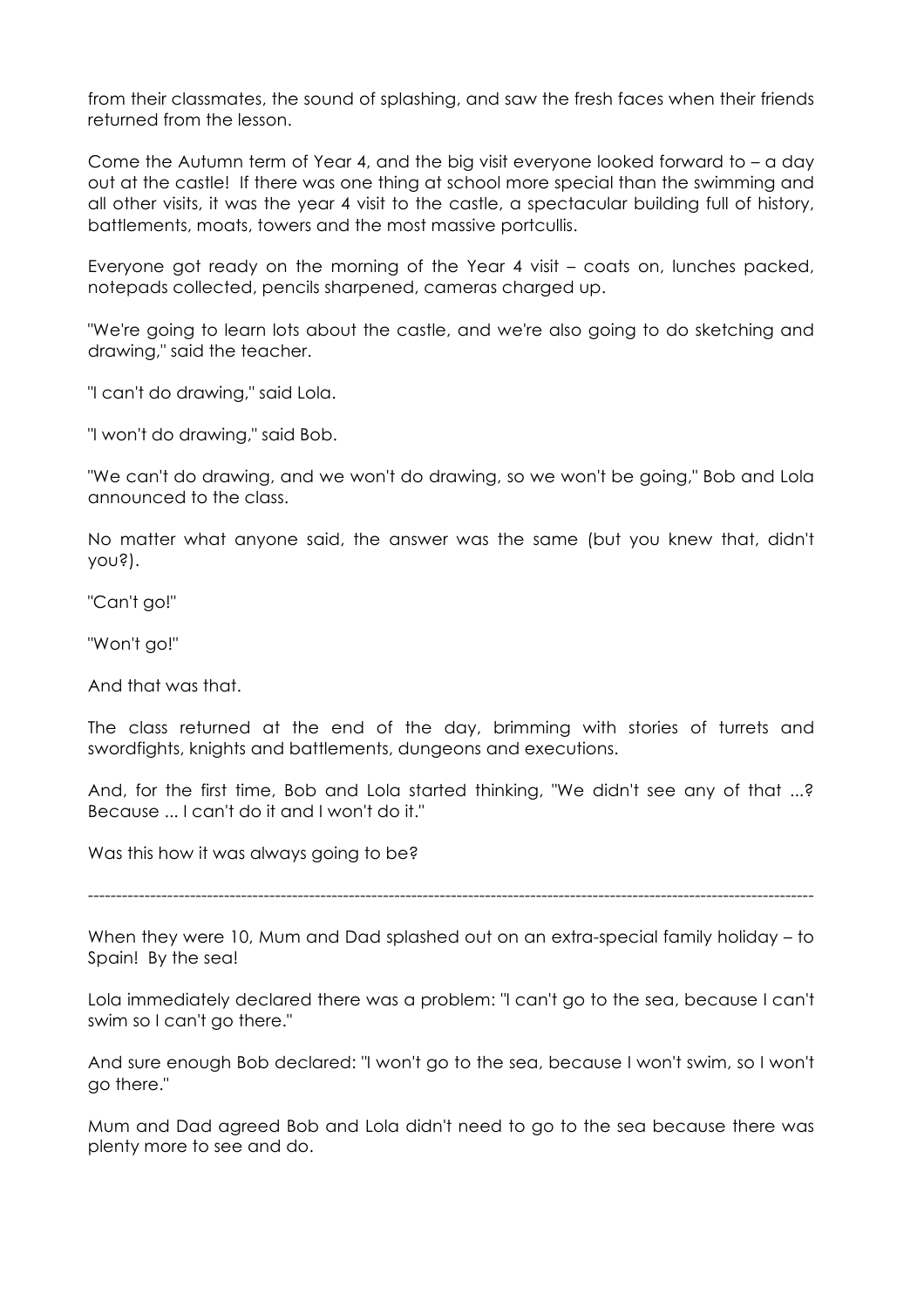from their classmates, the sound of splashing, and saw the fresh faces when their friends returned from the lesson.

Come the Autumn term of Year 4, and the big visit everyone looked forward to – a day out at the castle! If there was one thing at school more special than the swimming and all other visits, it was the year 4 visit to the castle, a spectacular building full of history, battlements, moats, towers and the most massive portcullis.

Everyone got ready on the morning of the Year 4 visit – coats on, lunches packed, notepads collected, pencils sharpened, cameras charged up.

"We're going to learn lots about the castle, and we're also going to do sketching and drawing," said the teacher.

"I can't do drawing," said Lola.

"I won't do drawing," said Bob.

"We can't do drawing, and we won't do drawing, so we won't be going," Bob and Lola announced to the class.

No matter what anyone said, the answer was the same (but you knew that, didn't you?).

"Can't go!"

"Won't go!"

And that was that.

The class returned at the end of the day, brimming with stories of turrets and swordfights, knights and battlements, dungeons and executions.

And, for the first time, Bob and Lola started thinking, "We didn't see any of that ...? Because ... I can't do it and I won't do it."

Was this how it was always going to be?

---

When they were 10, Mum and Dad splashed out on an extra-special family holiday – to Spain! By the sea!

Lola immediately declared there was a problem: "I can't go to the sea, because I can't swim so I can't go there."

And sure enough Bob declared: "I won't go to the sea, because I won't swim, so I won't go there."

Mum and Dad agreed Bob and Lola didn't need to go to the sea because there was plenty more to see and do.